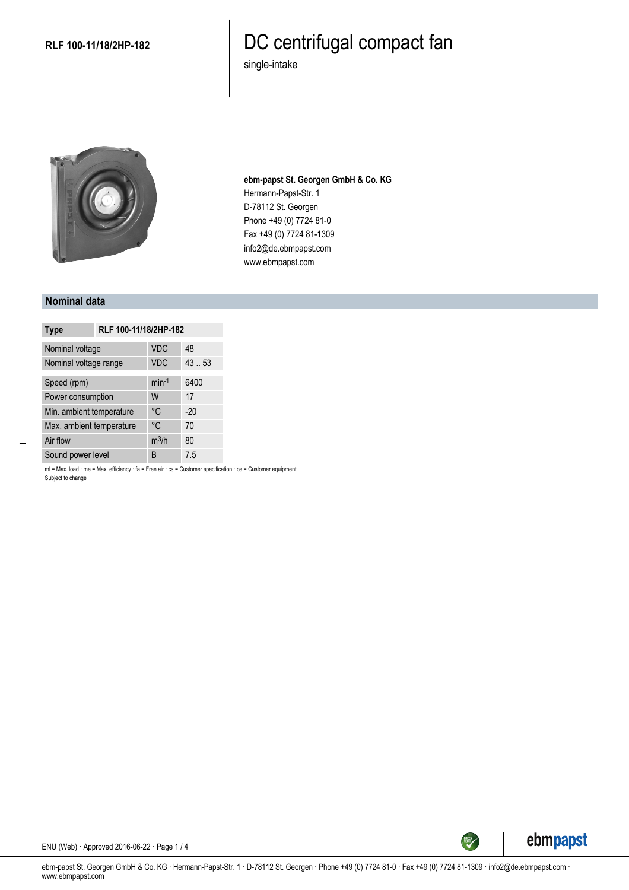**RLF 100-11/18/2HP-182**

# DC centrifugal compact fan

single-intake

**ebm-papst St. Georgen GmbH & Co. KG**
Hermann-Papst-Str. 1
D-78112 St. Georgen
Phone +49 (0) 7724 81-0
Fax +49 (0) 7724 81-1309
info2@de.ebmpapst.com
www.ebmpapst.com

## Nominal data

| Type | RLF 100-11/18/2HP-182 | |
|---|---|---|
| Nominal voltage | VDC | 48 |
| Nominal voltage range | VDC | 43 .. 53 |
| Speed (rpm) | $min^{-1}$ | 6400 |
| Power consumption | W | 17 |
| Min. ambient temperature | °C | -20 |
| Max. ambient temperature | °C | 70 |
| Air flow | $m^3/h$ | 80 |
| Sound power level | B | 7.5 |

ml = Max. load · me = Max. efficiency · fa = Free air · cs = Customer specification · ce = Customer equipment
Subject to change

ENU (Web) · Approved 2016-06-22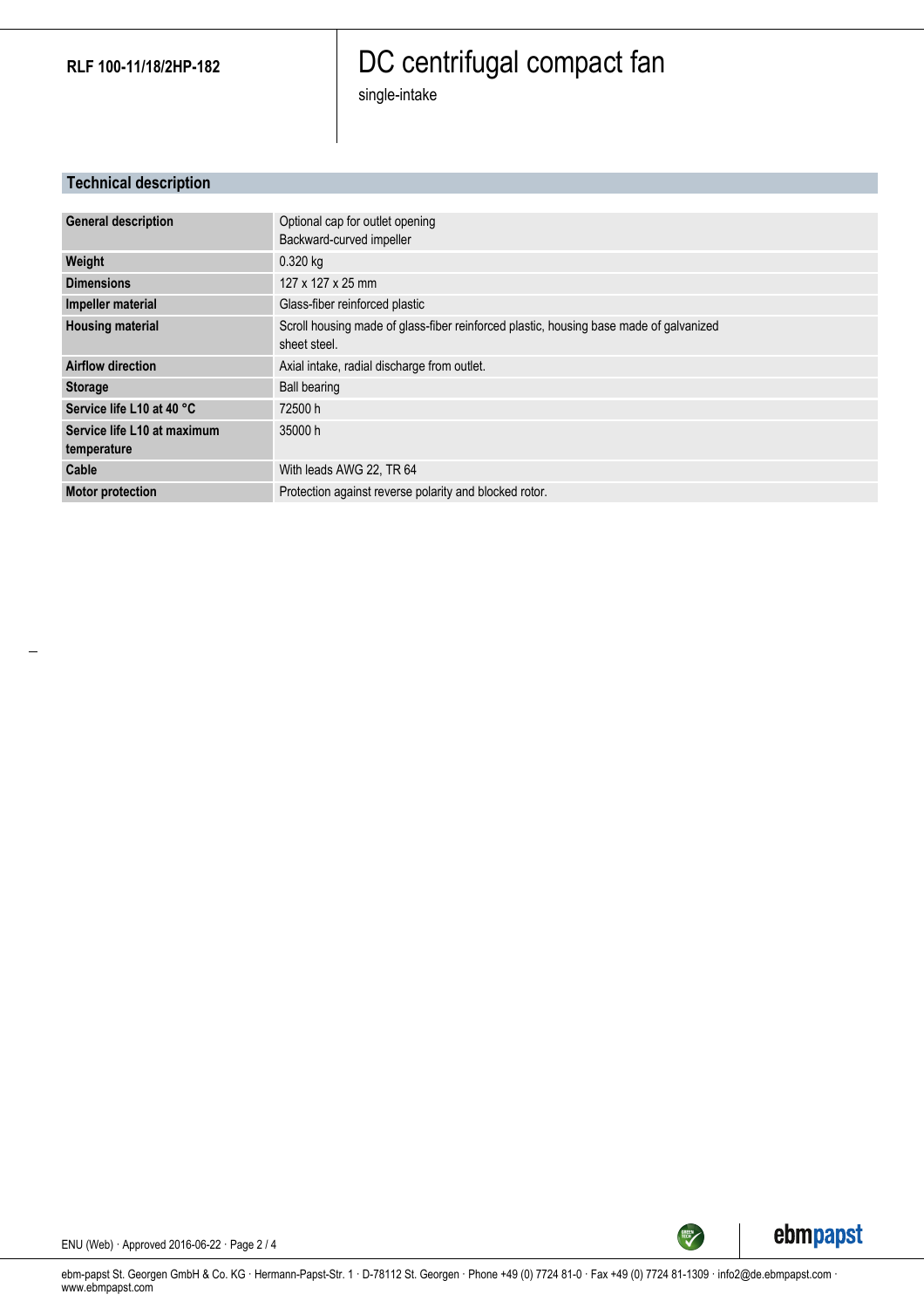**RLF 100-11/18/2HP-182**

# DC centrifugal compact fan

single-intake

## Technical description

| | |
|---|---|
| **General description** | Optional cap for outlet opening<br>Backward-curved impeller |
| **Weight** | 0.320 kg |
| **Dimensions** | 127 x 127 x 25 mm |
| **Impeller material** | Glass-fiber reinforced plastic |
| **Housing material** | Scroll housing made of glass-fiber reinforced plastic, housing base made of galvanized sheet steel. |
| **Airflow direction** | Axial intake, radial discharge from outlet. |
| **Storage** | Ball bearing |
| **Service life L10 at 40 °C** | 72500 h |
| **Service life L10 at maximum temperature** | 35000 h |
| **Cable** | With leads AWG 22, TR 64 |
| **Motor protection** | Protection against reverse polarity and blocked rotor. |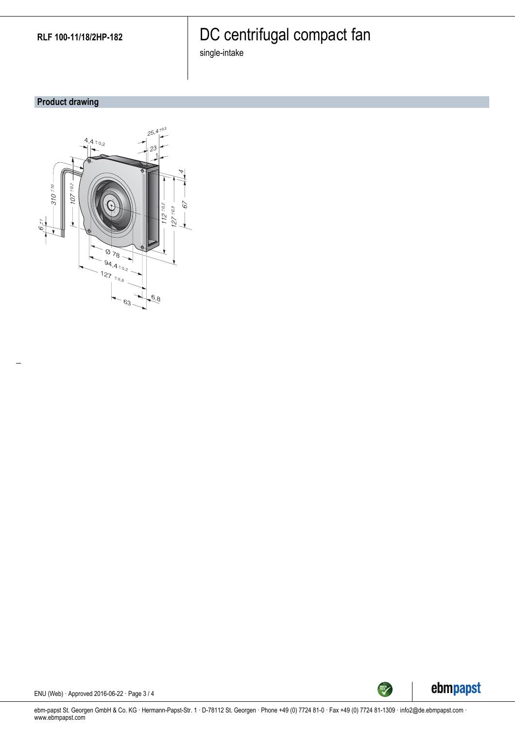RLF 100-11/18/2HP-182

# DC centrifugal compact fan

single-intake

## Product drawing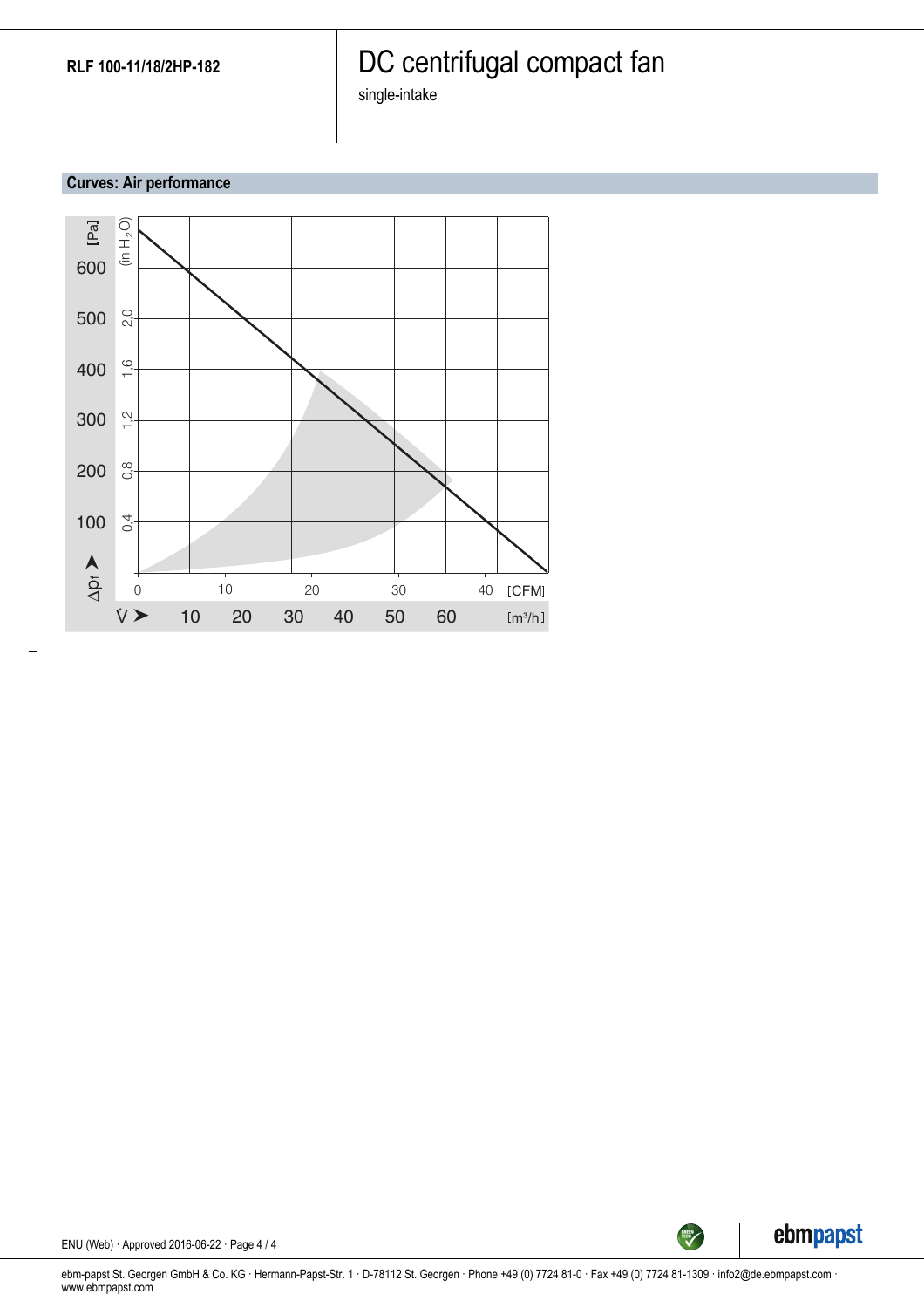RLF 100-11/18/2HP-182

# DC centrifugal compact fan

single-intake

## Curves: Air performance

[Pa]
(in $H_2O$)

600

500 2,0

400 1,6

300 1,2

200 0,8

100 0,4

$\Delta p_f$

0 10 20 30 40 [CFM]

$\dot{V}$ 10 20 30 40 50 60 [m³/h]